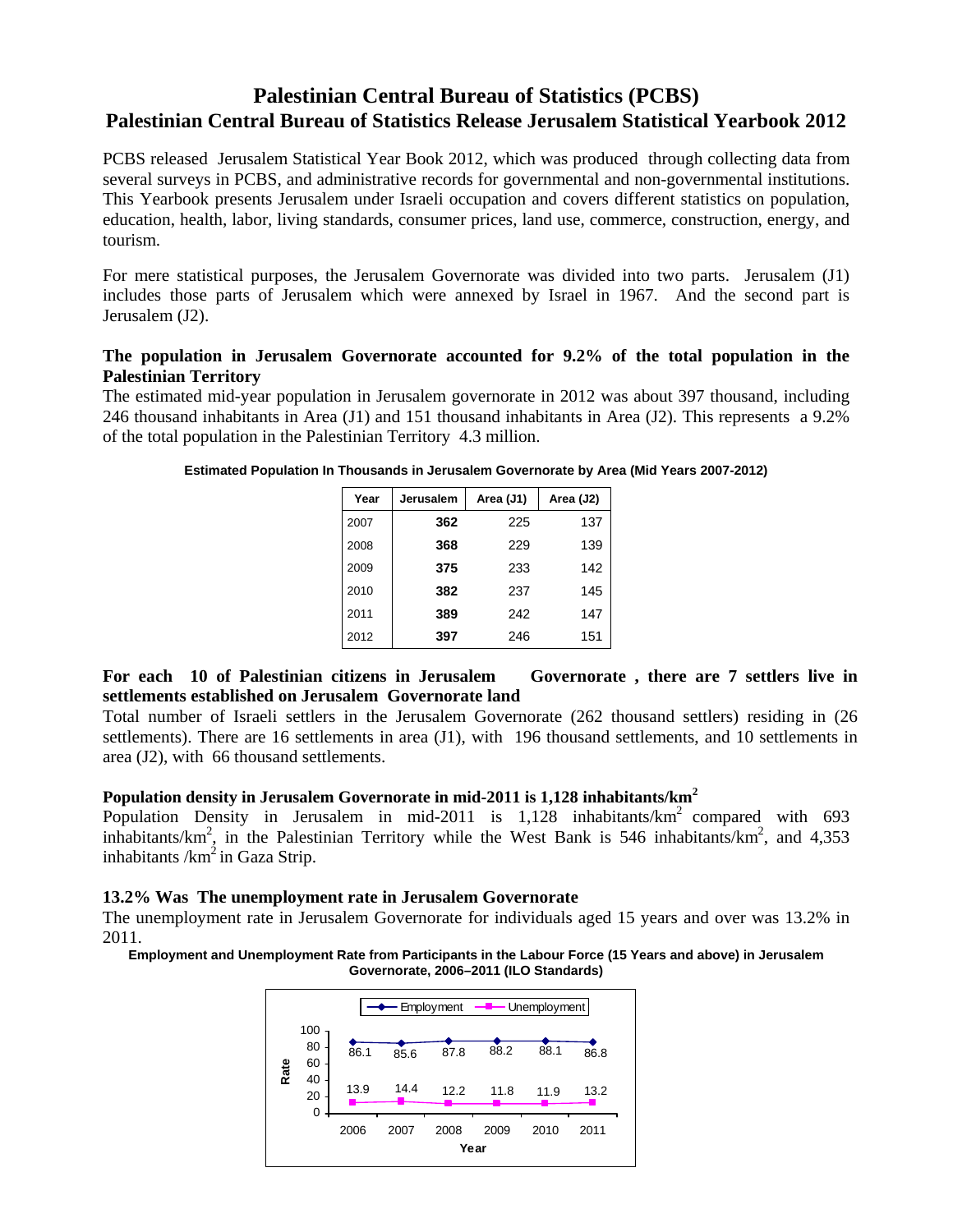# Palestinian Central Bureau of Statistics (PCBS)
# Palestinian Central Bureau of Statistics Release Jerusalem Statistical Yearbook 2012

PCBS released Jerusalem Statistical Year Book 2012, which was produced through collecting data from several surveys in PCBS, and administrative records for governmental and non-governmental institutions. This Yearbook presents Jerusalem under Israeli occupation and covers different statistics on population, education, health, labor, living standards, consumer prices, land use, commerce, construction, energy, and tourism.

For mere statistical purposes, the Jerusalem Governorate was divided into two parts. Jerusalem (J1) includes those parts of Jerusalem which were annexed by Israel in 1967. And the second part is Jerusalem (J2).

**The population in Jerusalem Governorate accounted for 9.2% of the total population in the Palestinian Territory**

The estimated mid-year population in Jerusalem governorate in 2012 was about 397 thousand, including 246 thousand inhabitants in Area (J1) and 151 thousand inhabitants in Area (J2). This represents a 9.2% of the total population in the Palestinian Territory 4.3 million.

**Estimated Population In Thousands in Jerusalem Governorate by Area (Mid Years 2007-2012)**

| Year | Jerusalem | Area (J1) | Area (J2) |
|---|---|---|---|
| 2007 | **362** | 225 | 137 |
| 2008 | **368** | 229 | 139 |
| 2009 | **375** | 233 | 142 |
| 2010 | **382** | 237 | 145 |
| 2011 | **389** | 242 | 147 |
| 2012 | **397** | 246 | 151 |

**For each 10 of Palestinian citizens in Jerusalem Governorate , there are 7 settlers live in settlements established on Jerusalem Governorate land**

Total number of Israeli settlers in the Jerusalem Governorate (262 thousand settlers) residing in (26 settlements). There are 16 settlements in area (J1), with 196 thousand settlements, and 10 settlements in area (J2), with 66 thousand settlements.

**Population density in Jerusalem Governorate in mid-2011 is 1,128 inhabitants/km$^2$**

Population Density in Jerusalem in mid-2011 is 1,128 inhabitants/km$^2$ compared with 693 inhabitants/km$^2$, in the Palestinian Territory while the West Bank is 546 inhabitants/km$^2$, and 4,353 inhabitants /km$^2$ in Gaza Strip.

**13.2% Was The unemployment rate in Jerusalem Governorate**

The unemployment rate in Jerusalem Governorate for individuals aged 15 years and over was 13.2% in 2011.

**Employment and Unemployment Rate from Participants in the Labour Force (15 Years and above) in Jerusalem Governorate, 2006–2011 (ILO Standards)**

| Year | Employment | Unemployment |
|---|---|---|
| 2006 | 86.1 | 13.9 |
| 2007 | 85.6 | 14.4 |
| 2008 | 87.8 | 12.2 |
| 2009 | 88.2 | 11.8 |
| 2010 | 88.1 | 11.9 |
| 2011 | 86.8 | 13.2 |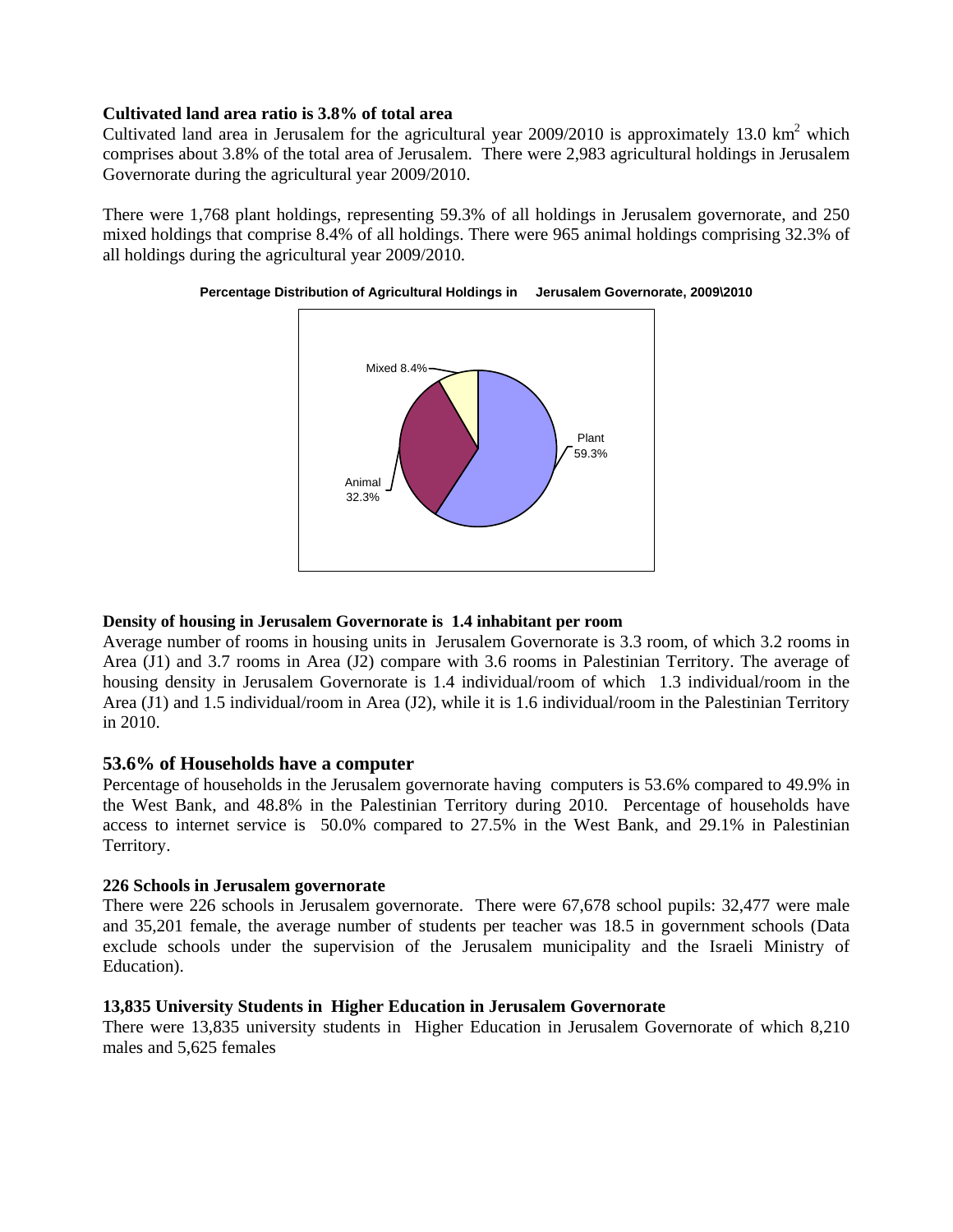**Cultivated land area ratio is 3.8% of total area**

Cultivated land area in Jerusalem for the agricultural year 2009/2010 is approximately 13.0 $km^2$ which comprises about 3.8% of the total area of Jerusalem. There were 2,983 agricultural holdings in Jerusalem Governorate during the agricultural year 2009/2010.

There were 1,768 plant holdings, representing 59.3% of all holdings in Jerusalem governorate, and 250 mixed holdings that comprise 8.4% of all holdings. There were 965 animal holdings comprising 32.3% of all holdings during the agricultural year 2009/2010.

**Percentage Distribution of Agricultural Holdings in Jerusalem Governorate, 2009\2010**

Mixed 8.4%

Plant 59.3%

Animal 32.3%

**Density of housing in Jerusalem Governorate is 1.4 inhabitant per room**

Average number of rooms in housing units in Jerusalem Governorate is 3.3 room, of which 3.2 rooms in Area (J1) and 3.7 rooms in Area (J2) compare with 3.6 rooms in Palestinian Territory. The average of housing density in Jerusalem Governorate is 1.4 individual/room of which 1.3 individual/room in the Area (J1) and 1.5 individual/room in Area (J2), while it is 1.6 individual/room in the Palestinian Territory in 2010.

## 53.6% of Households have a computer

Percentage of households in the Jerusalem governorate having computers is 53.6% compared to 49.9% in the West Bank, and 48.8% in the Palestinian Territory during 2010. Percentage of households have access to internet service is 50.0% compared to 27.5% in the West Bank, and 29.1% in Palestinian Territory.

**226 Schools in Jerusalem governorate**

There were 226 schools in Jerusalem governorate. There were 67,678 school pupils: 32,477 were male and 35,201 female, the average number of students per teacher was 18.5 in government schools (Data exclude schools under the supervision of the Jerusalem municipality and the Israeli Ministry of Education).

**13,835 University Students in Higher Education in Jerusalem Governorate**

There were 13,835 university students in Higher Education in Jerusalem Governorate of which 8,210 males and 5,625 females